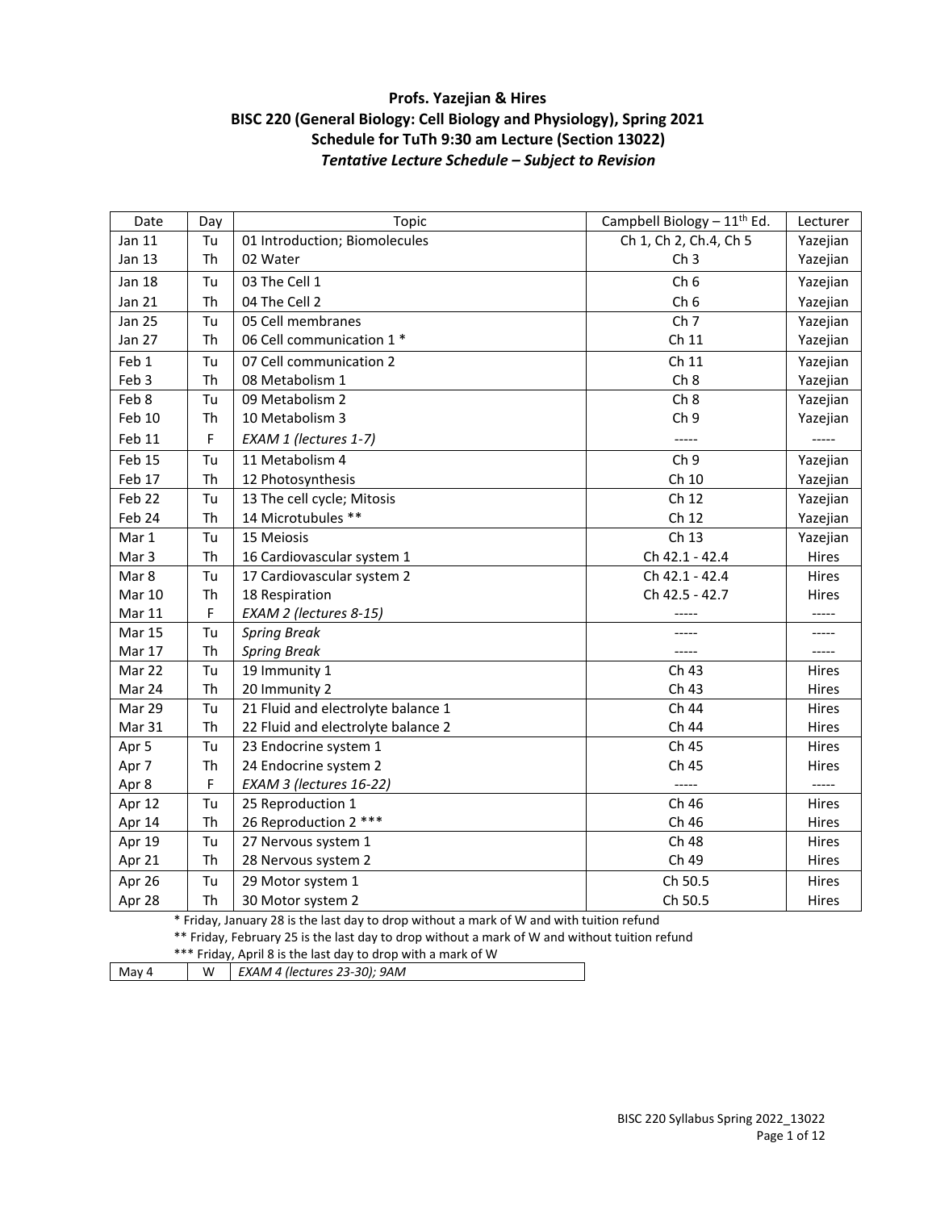**Profs. Yazejian & Hires**
**BISC 220 (General Biology: Cell Biology and Physiology), Spring 2021**
**Schedule for TuTh 9:30 am Lecture (Section 13022)**
***Tentative Lecture Schedule – Subject to Revision***

| Date | Day | Topic | Campbell Biology – 11th Ed. | Lecturer |
|---|---|---|---|---|
| Jan 11 | Tu | 01 Introduction; Biomolecules | Ch 1, Ch 2, Ch.4, Ch 5 | Yazejian |
| Jan 13 | Th | 02 Water | Ch 3 | Yazejian |
| Jan 18 | Tu | 03 The Cell 1 | Ch 6 | Yazejian |
| Jan 21 | Th | 04 The Cell 2 | Ch 6 | Yazejian |
| Jan 25 | Tu | 05 Cell membranes | Ch 7 | Yazejian |
| Jan 27 | Th | 06 Cell communication 1 * | Ch 11 | Yazejian |
| Feb 1 | Tu | 07 Cell communication 2 | Ch 11 | Yazejian |
| Feb 3 | Th | 08 Metabolism 1 | Ch 8 | Yazejian |
| Feb 8 | Tu | 09 Metabolism 2 | Ch 8 | Yazejian |
| Feb 10 | Th | 10 Metabolism 3 | Ch 9 | Yazejian |
| Feb 11 | F | *EXAM 1 (lectures 1-7)* | ----- | ----- |
| Feb 15 | Tu | 11 Metabolism 4 | Ch 9 | Yazejian |
| Feb 17 | Th | 12 Photosynthesis | Ch 10 | Yazejian |
| Feb 22 | Tu | 13 The cell cycle; Mitosis | Ch 12 | Yazejian |
| Feb 24 | Th | 14 Microtubules ** | Ch 12 | Yazejian |
| Mar 1 | Tu | 15 Meiosis | Ch 13 | Yazejian |
| Mar 3 | Th | 16 Cardiovascular system 1 | Ch 42.1 - 42.4 | Hires |
| Mar 8 | Tu | 17 Cardiovascular system 2 | Ch 42.1 - 42.4 | Hires |
| Mar 10 | Th | 18 Respiration | Ch 42.5 - 42.7 | Hires |
| Mar 11 | F | *EXAM 2 (lectures 8-15)* | ----- | ----- |
| Mar 15 | Tu | *Spring Break* | ----- | ----- |
| Mar 17 | Th | *Spring Break* | ----- | ----- |
| Mar 22 | Tu | 19 Immunity 1 | Ch 43 | Hires |
| Mar 24 | Th | 20 Immunity 2 | Ch 43 | Hires |
| Mar 29 | Tu | 21 Fluid and electrolyte balance 1 | Ch 44 | Hires |
| Mar 31 | Th | 22 Fluid and electrolyte balance 2 | Ch 44 | Hires |
| Apr 5 | Tu | 23 Endocrine system 1 | Ch 45 | Hires |
| Apr 7 | Th | 24 Endocrine system 2 | Ch 45 | Hires |
| Apr 8 | F | *EXAM 3 (lectures 16-22)* | ----- | ----- |
| Apr 12 | Tu | 25 Reproduction 1 | Ch 46 | Hires |
| Apr 14 | Th | 26 Reproduction 2 *** | Ch 46 | Hires |
| Apr 19 | Tu | 27 Nervous system 1 | Ch 48 | Hires |
| Apr 21 | Th | 28 Nervous system 2 | Ch 49 | Hires |
| Apr 26 | Tu | 29 Motor system 1 | Ch 50.5 | Hires |
| Apr 28 | Th | 30 Motor system 2 | Ch 50.5 | Hires |

* Friday, January 28 is the last day to drop without a mark of W and with tuition refund

** Friday, February 25 is the last day to drop without a mark of W and without tuition refund

*** Friday, April 8 is the last day to drop with a mark of W

| May 4 | W | *EXAM 4 (lectures 23-30); 9AM* |
|---|---|---|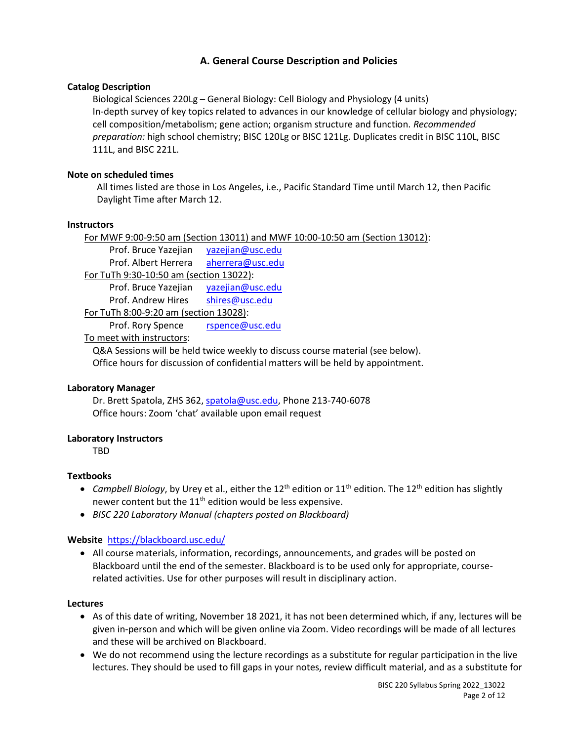## A. General Course Description and Policies

**Catalog Description**

Biological Sciences 220Lg – General Biology: Cell Biology and Physiology (4 units)
In-depth survey of key topics related to advances in our knowledge of cellular biology and physiology; cell composition/metabolism; gene action; organism structure and function. *Recommended preparation:* high school chemistry; BISC 120Lg or BISC 121Lg. Duplicates credit in BISC 110L, BISC 111L, and BISC 221L.

**Note on scheduled times**

All times listed are those in Los Angeles, i.e., Pacific Standard Time until March 12, then Pacific Daylight Time after March 12.

**Instructors**

For MWF 9:00-9:50 am (Section 13011) and MWF 10:00-10:50 am (Section 13012):

- Prof. Bruce Yazejian yazejian@usc.edu
- Prof. Albert Herrera aherrera@usc.edu

For TuTh 9:30-10:50 am (section 13022):

- Prof. Bruce Yazejian yazejian@usc.edu
- Prof. Andrew Hires shires@usc.edu

For TuTh 8:00-9:20 am (section 13028):

- Prof. Rory Spence rspence@usc.edu

To meet with instructors:

Q&A Sessions will be held twice weekly to discuss course material (see below).
Office hours for discussion of confidential matters will be held by appointment.

**Laboratory Manager**

Dr. Brett Spatola, ZHS 362, spatola@usc.edu, Phone 213-740-6078
Office hours: Zoom 'chat' available upon email request

**Laboratory Instructors**

TBD

**Textbooks**

- *Campbell Biology*, by Urey et al., either the 12th edition or 11th edition. The 12th edition has slightly newer content but the 11th edition would be less expensive.
- *BISC 220 Laboratory Manual (chapters posted on Blackboard)*

**Website** https://blackboard.usc.edu/

- All course materials, information, recordings, announcements, and grades will be posted on Blackboard until the end of the semester. Blackboard is to be used only for appropriate, course-related activities. Use for other purposes will result in disciplinary action.

**Lectures**

- As of this date of writing, November 18 2021, it has not been determined which, if any, lectures will be given in-person and which will be given online via Zoom. Video recordings will be made of all lectures and these will be archived on Blackboard.
- We do not recommend using the lecture recordings as a substitute for regular participation in the live lectures. They should be used to fill gaps in your notes, review difficult material, and as a substitute for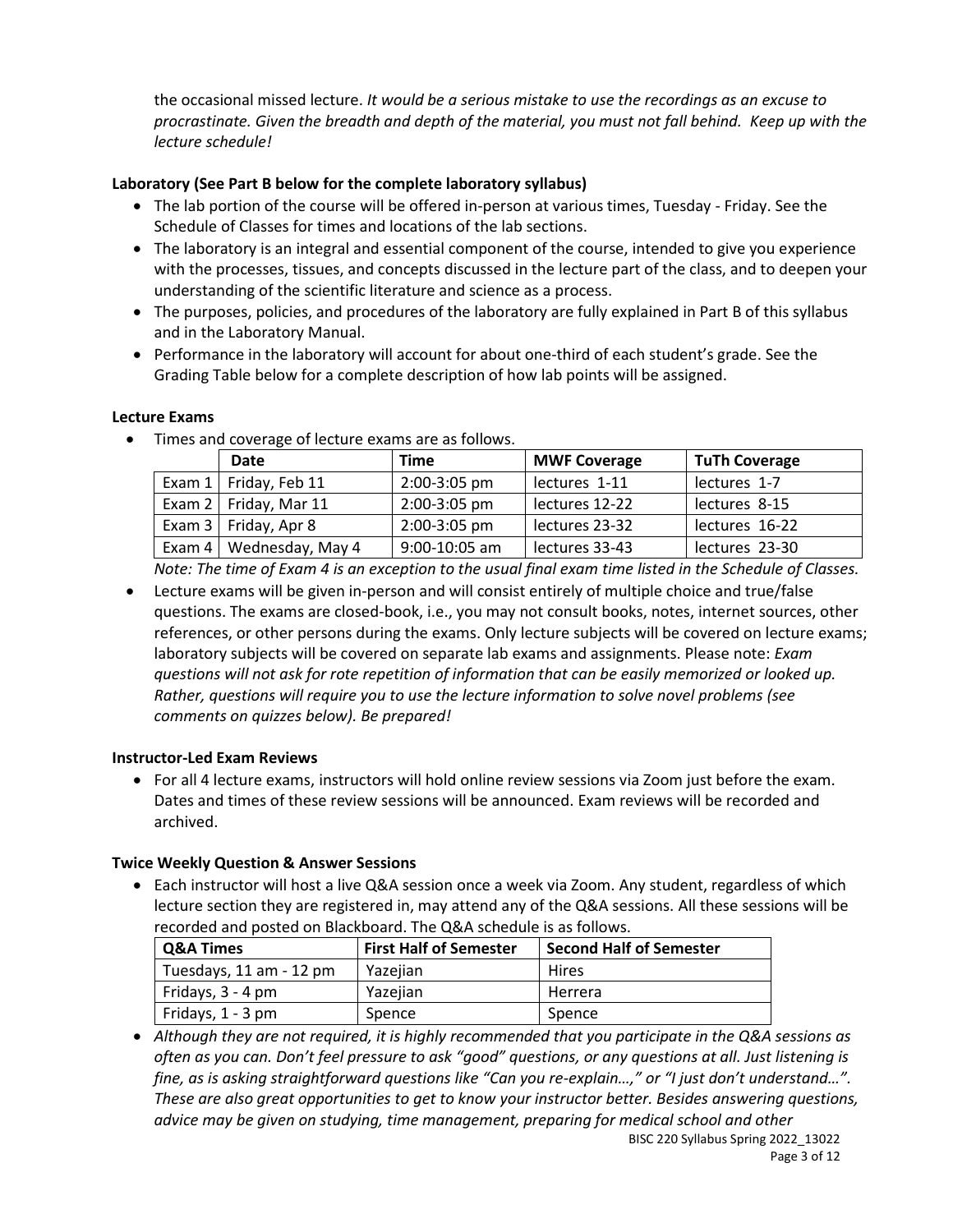the occasional missed lecture. *It would be a serious mistake to use the recordings as an excuse to procrastinate. Given the breadth and depth of the material, you must not fall behind. Keep up with the lecture schedule!*

**Laboratory (See Part B below for the complete laboratory syllabus)**

- The lab portion of the course will be offered in-person at various times, Tuesday - Friday. See the Schedule of Classes for times and locations of the lab sections.
- The laboratory is an integral and essential component of the course, intended to give you experience with the processes, tissues, and concepts discussed in the lecture part of the class, and to deepen your understanding of the scientific literature and science as a process.
- The purposes, policies, and procedures of the laboratory are fully explained in Part B of this syllabus and in the Laboratory Manual.
- Performance in the laboratory will account for about one-third of each student's grade. See the Grading Table below for a complete description of how lab points will be assigned.

**Lecture Exams**

- Times and coverage of lecture exams are as follows.

| | Date | Time | MWF Coverage | TuTh Coverage |
|---|---|---|---|---|
| Exam 1 | Friday, Feb 11 | 2:00-3:05 pm | lectures 1-11 | lectures 1-7 |
| Exam 2 | Friday, Mar 11 | 2:00-3:05 pm | lectures 12-22 | lectures 8-15 |
| Exam 3 | Friday, Apr 8 | 2:00-3:05 pm | lectures 23-32 | lectures 16-22 |
| Exam 4 | Wednesday, May 4 | 9:00-10:05 am | lectures 33-43 | lectures 23-30 |

*Note: The time of Exam 4 is an exception to the usual final exam time listed in the Schedule of Classes.*

- Lecture exams will be given in-person and will consist entirely of multiple choice and true/false questions. The exams are closed-book, i.e., you may not consult books, notes, internet sources, other references, or other persons during the exams. Only lecture subjects will be covered on lecture exams; laboratory subjects will be covered on separate lab exams and assignments. Please note: *Exam questions will not ask for rote repetition of information that can be easily memorized or looked up. Rather, questions will require you to use the lecture information to solve novel problems (see comments on quizzes below). Be prepared!*

**Instructor-Led Exam Reviews**

- For all 4 lecture exams, instructors will hold online review sessions via Zoom just before the exam. Dates and times of these review sessions will be announced. Exam reviews will be recorded and archived.

**Twice Weekly Question & Answer Sessions**

- Each instructor will host a live Q&A session once a week via Zoom. Any student, regardless of which lecture section they are registered in, may attend any of the Q&A sessions. All these sessions will be recorded and posted on Blackboard. The Q&A schedule is as follows.

| Q&A Times | First Half of Semester | Second Half of Semester |
|---|---|---|
| Tuesdays, 11 am - 12 pm | Yazejian | Hires |
| Fridays, 3 - 4 pm | Yazejian | Herrera |
| Fridays, 1 - 3 pm | Spence | Spence |

- *Although they are not required, it is highly recommended that you participate in the Q&A sessions as often as you can. Don't feel pressure to ask "good" questions, or any questions at all. Just listening is fine, as is asking straightforward questions like "Can you re-explain…," or "I just don't understand…". These are also great opportunities to get to know your instructor better. Besides answering questions, advice may be given on studying, time management, preparing for medical school and other*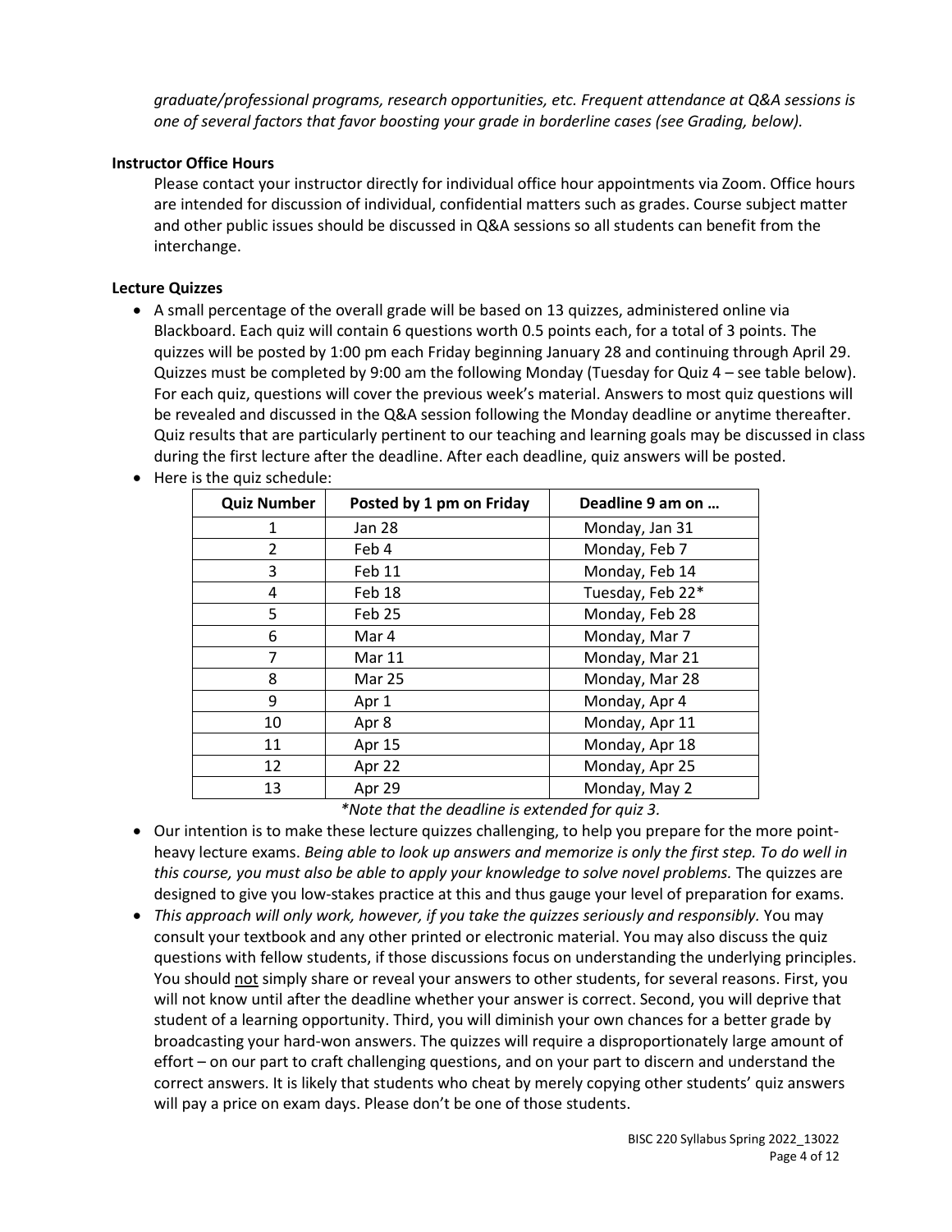*graduate/professional programs, research opportunities, etc. Frequent attendance at Q&A sessions is one of several factors that favor boosting your grade in borderline cases (see Grading, below).*

**Instructor Office Hours**

Please contact your instructor directly for individual office hour appointments via Zoom. Office hours are intended for discussion of individual, confidential matters such as grades. Course subject matter and other public issues should be discussed in Q&A sessions so all students can benefit from the interchange.

**Lecture Quizzes**

- A small percentage of the overall grade will be based on 13 quizzes, administered online via Blackboard. Each quiz will contain 6 questions worth 0.5 points each, for a total of 3 points. The quizzes will be posted by 1:00 pm each Friday beginning January 28 and continuing through April 29. Quizzes must be completed by 9:00 am the following Monday (Tuesday for Quiz 4 – see table below). For each quiz, questions will cover the previous week's material. Answers to most quiz questions will be revealed and discussed in the Q&A session following the Monday deadline or anytime thereafter. Quiz results that are particularly pertinent to our teaching and learning goals may be discussed in class during the first lecture after the deadline. After each deadline, quiz answers will be posted.
- Here is the quiz schedule:

| Quiz Number | Posted by 1 pm on Friday | Deadline 9 am on … |
|---|---|---|
| 1 | Jan 28 | Monday, Jan 31 |
| 2 | Feb 4 | Monday, Feb 7 |
| 3 | Feb 11 | Monday, Feb 14 |
| 4 | Feb 18 | Tuesday, Feb 22* |
| 5 | Feb 25 | Monday, Feb 28 |
| 6 | Mar 4 | Monday, Mar 7 |
| 7 | Mar 11 | Monday, Mar 21 |
| 8 | Mar 25 | Monday, Mar 28 |
| 9 | Apr 1 | Monday, Apr 4 |
| 10 | Apr 8 | Monday, Apr 11 |
| 11 | Apr 15 | Monday, Apr 18 |
| 12 | Apr 22 | Monday, Apr 25 |
| 13 | Apr 29 | Monday, May 2 |

*\*Note that the deadline is extended for quiz 3.*

- Our intention is to make these lecture quizzes challenging, to help you prepare for the more point-heavy lecture exams. *Being able to look up answers and memorize is only the first step. To do well in this course, you must also be able to apply your knowledge to solve novel problems.* The quizzes are designed to give you low-stakes practice at this and thus gauge your level of preparation for exams.
- *This approach will only work, however, if you take the quizzes seriously and responsibly.* You may consult your textbook and any other printed or electronic material. You may also discuss the quiz questions with fellow students, if those discussions focus on understanding the underlying principles. You should <u>not</u> simply share or reveal your answers to other students, for several reasons. First, you will not know until after the deadline whether your answer is correct. Second, you will deprive that student of a learning opportunity. Third, you will diminish your own chances for a better grade by broadcasting your hard-won answers. The quizzes will require a disproportionately large amount of effort – on our part to craft challenging questions, and on your part to discern and understand the correct answers. It is likely that students who cheat by merely copying other students' quiz answers will pay a price on exam days. Please don't be one of those students.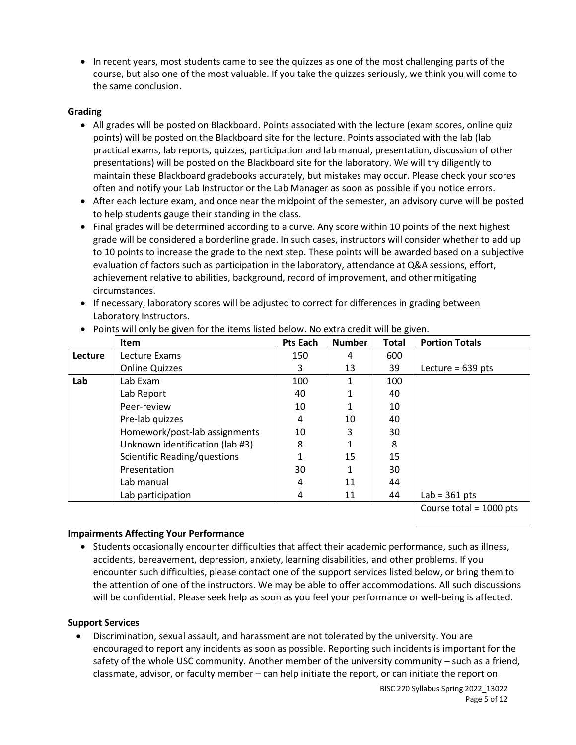- In recent years, most students came to see the quizzes as one of the most challenging parts of the course, but also one of the most valuable. If you take the quizzes seriously, we think you will come to the same conclusion.

**Grading**

- All grades will be posted on Blackboard. Points associated with the lecture (exam scores, online quiz points) will be posted on the Blackboard site for the lecture. Points associated with the lab (lab practical exams, lab reports, quizzes, participation and lab manual, presentation, discussion of other presentations) will be posted on the Blackboard site for the laboratory. We will try diligently to maintain these Blackboard gradebooks accurately, but mistakes may occur. Please check your scores often and notify your Lab Instructor or the Lab Manager as soon as possible if you notice errors.
- After each lecture exam, and once near the midpoint of the semester, an advisory curve will be posted to help students gauge their standing in the class.
- Final grades will be determined according to a curve. Any score within 10 points of the next highest grade will be considered a borderline grade. In such cases, instructors will consider whether to add up to 10 points to increase the grade to the next step. These points will be awarded based on a subjective evaluation of factors such as participation in the laboratory, attendance at Q&A sessions, effort, achievement relative to abilities, background, record of improvement, and other mitigating circumstances.
- If necessary, laboratory scores will be adjusted to correct for differences in grading between Laboratory Instructors.
- Points will only be given for the items listed below. No extra credit will be given.

| | Item | Pts Each | Number | Total | Portion Totals |
|---|---|---|---|---|---|
| **Lecture** | Lecture Exams | 150 | 4 | 600 | |
| | Online Quizzes | 3 | 13 | 39 | Lecture = 639 pts |
| **Lab** | Lab Exam | 100 | 1 | 100 | |
| | Lab Report | 40 | 1 | 40 | |
| | Peer-review | 10 | 1 | 10 | |
| | Pre-lab quizzes | 4 | 10 | 40 | |
| | Homework/post-lab assignments | 10 | 3 | 30 | |
| | Unknown identification (lab #3) | 8 | 1 | 8 | |
| | Scientific Reading/questions | 1 | 15 | 15 | |
| | Presentation | 30 | 1 | 30 | |
| | Lab manual | 4 | 11 | 44 | |
| | Lab participation | 4 | 11 | 44 | Lab = 361 pts |
| | | | | | Course total = 1000 pts |

**Impairments Affecting Your Performance**

- Students occasionally encounter difficulties that affect their academic performance, such as illness, accidents, bereavement, depression, anxiety, learning disabilities, and other problems. If you encounter such difficulties, please contact one of the support services listed below, or bring them to the attention of one of the instructors. We may be able to offer accommodations. All such discussions will be confidential. Please seek help as soon as you feel your performance or well-being is affected.

**Support Services**

- Discrimination, sexual assault, and harassment are not tolerated by the university. You are encouraged to report any incidents as soon as possible. Reporting such incidents is important for the safety of the whole USC community. Another member of the university community – such as a friend, classmate, advisor, or faculty member – can help initiate the report, or can initiate the report on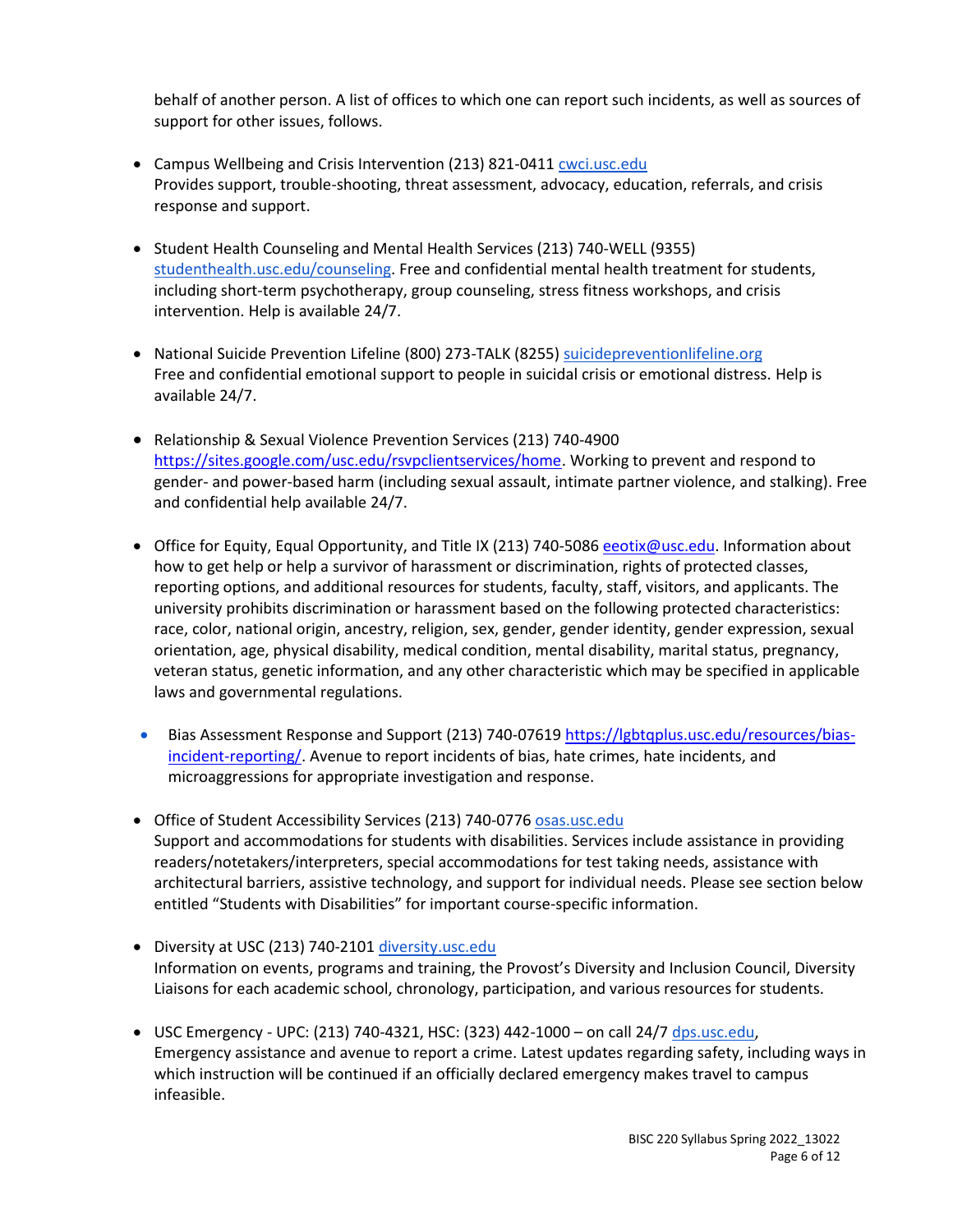behalf of another person. A list of offices to which one can report such incidents, as well as sources of support for other issues, follows.

- Campus Wellbeing and Crisis Intervention (213) 821-0411 [cwci.usc.edu](cwci.usc.edu)
  Provides support, trouble-shooting, threat assessment, advocacy, education, referrals, and crisis response and support.

- Student Health Counseling and Mental Health Services (213) 740-WELL (9355) [studenthealth.usc.edu/counseling](studenthealth.usc.edu/counseling). Free and confidential mental health treatment for students, including short-term psychotherapy, group counseling, stress fitness workshops, and crisis intervention. Help is available 24/7.

- National Suicide Prevention Lifeline (800) 273-TALK (8255) [suicidepreventionlifeline.org](suicidepreventionlifeline.org)
  Free and confidential emotional support to people in suicidal crisis or emotional distress. Help is available 24/7.

- Relationship & Sexual Violence Prevention Services (213) 740-4900 [https://sites.google.com/usc.edu/rsvpclientservices/home](https://sites.google.com/usc.edu/rsvpclientservices/home). Working to prevent and respond to gender- and power-based harm (including sexual assault, intimate partner violence, and stalking). Free and confidential help available 24/7.

- Office for Equity, Equal Opportunity, and Title IX (213) 740-5086 [eeotix@usc.edu](mailto:eeotix@usc.edu). Information about how to get help or help a survivor of harassment or discrimination, rights of protected classes, reporting options, and additional resources for students, faculty, staff, visitors, and applicants. The university prohibits discrimination or harassment based on the following protected characteristics: race, color, national origin, ancestry, religion, sex, gender, gender identity, gender expression, sexual orientation, age, physical disability, medical condition, mental disability, marital status, pregnancy, veteran status, genetic information, and any other characteristic which may be specified in applicable laws and governmental regulations.

- Bias Assessment Response and Support (213) 740-07619 [https://lgbtqplus.usc.edu/resources/bias-incident-reporting/](https://lgbtqplus.usc.edu/resources/bias-incident-reporting/). Avenue to report incidents of bias, hate crimes, hate incidents, and microaggressions for appropriate investigation and response.

- Office of Student Accessibility Services (213) 740-0776 [osas.usc.edu](osas.usc.edu)
  Support and accommodations for students with disabilities. Services include assistance in providing readers/notetakers/interpreters, special accommodations for test taking needs, assistance with architectural barriers, assistive technology, and support for individual needs. Please see section below entitled "Students with Disabilities" for important course-specific information.

- Diversity at USC (213) 740-2101 [diversity.usc.edu](diversity.usc.edu)
  Information on events, programs and training, the Provost's Diversity and Inclusion Council, Diversity Liaisons for each academic school, chronology, participation, and various resources for students.

- USC Emergency - UPC: (213) 740-4321, HSC: (323) 442-1000 – on call 24/7 [dps.usc.edu](dps.usc.edu),
  Emergency assistance and avenue to report a crime. Latest updates regarding safety, including ways in which instruction will be continued if an officially declared emergency makes travel to campus infeasible.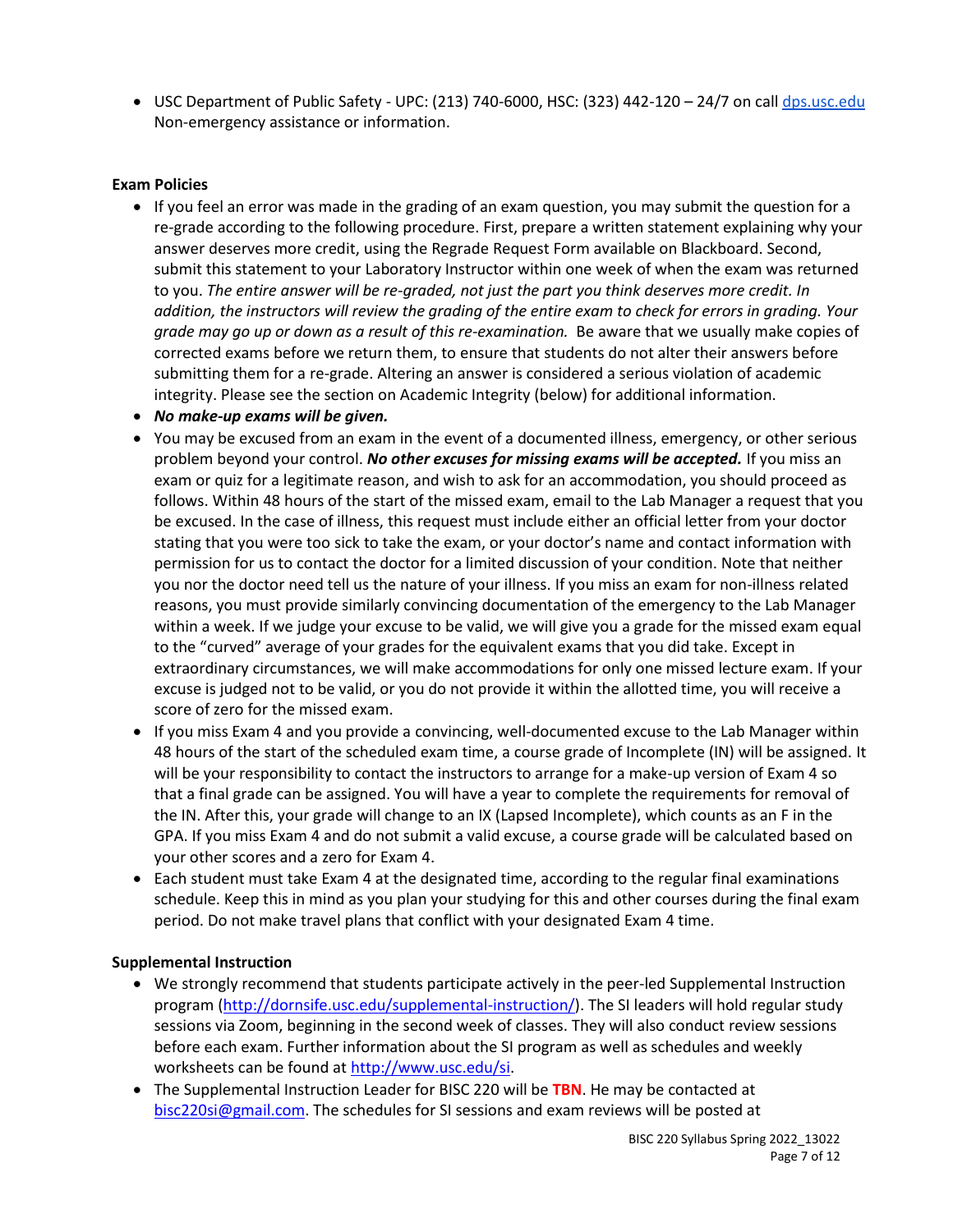- USC Department of Public Safety - UPC: (213) 740-6000, HSC: (323) 442-120 – 24/7 on call [dps.usc.edu](dps.usc.edu) Non-emergency assistance or information.

**Exam Policies**

- If you feel an error was made in the grading of an exam question, you may submit the question for a re-grade according to the following procedure. First, prepare a written statement explaining why your answer deserves more credit, using the Regrade Request Form available on Blackboard. Second, submit this statement to your Laboratory Instructor within one week of when the exam was returned to you. *The entire answer will be re-graded, not just the part you think deserves more credit. In addition, the instructors will review the grading of the entire exam to check for errors in grading. Your grade may go up or down as a result of this re-examination.* Be aware that we usually make copies of corrected exams before we return them, to ensure that students do not alter their answers before submitting them for a re-grade. Altering an answer is considered a serious violation of academic integrity. Please see the section on Academic Integrity (below) for additional information.
- ***No make-up exams will be given.***
- You may be excused from an exam in the event of a documented illness, emergency, or other serious problem beyond your control. ***No other excuses for missing exams will be accepted.*** If you miss an exam or quiz for a legitimate reason, and wish to ask for an accommodation, you should proceed as follows. Within 48 hours of the start of the missed exam, email to the Lab Manager a request that you be excused. In the case of illness, this request must include either an official letter from your doctor stating that you were too sick to take the exam, or your doctor's name and contact information with permission for us to contact the doctor for a limited discussion of your condition. Note that neither you nor the doctor need tell us the nature of your illness. If you miss an exam for non-illness related reasons, you must provide similarly convincing documentation of the emergency to the Lab Manager within a week. If we judge your excuse to be valid, we will give you a grade for the missed exam equal to the "curved" average of your grades for the equivalent exams that you did take. Except in extraordinary circumstances, we will make accommodations for only one missed lecture exam. If your excuse is judged not to be valid, or you do not provide it within the allotted time, you will receive a score of zero for the missed exam.
- If you miss Exam 4 and you provide a convincing, well-documented excuse to the Lab Manager within 48 hours of the start of the scheduled exam time, a course grade of Incomplete (IN) will be assigned. It will be your responsibility to contact the instructors to arrange for a make-up version of Exam 4 so that a final grade can be assigned. You will have a year to complete the requirements for removal of the IN. After this, your grade will change to an IX (Lapsed Incomplete), which counts as an F in the GPA. If you miss Exam 4 and do not submit a valid excuse, a course grade will be calculated based on your other scores and a zero for Exam 4.
- Each student must take Exam 4 at the designated time, according to the regular final examinations schedule. Keep this in mind as you plan your studying for this and other courses during the final exam period. Do not make travel plans that conflict with your designated Exam 4 time.

**Supplemental Instruction**

- We strongly recommend that students participate actively in the peer-led Supplemental Instruction program ([http://dornsife.usc.edu/supplemental-instruction/](http://dornsife.usc.edu/supplemental-instruction/)). The SI leaders will hold regular study sessions via Zoom, beginning in the second week of classes. They will also conduct review sessions before each exam. Further information about the SI program as well as schedules and weekly worksheets can be found at [http://www.usc.edu/si](http://www.usc.edu/si).
- The Supplemental Instruction Leader for BISC 220 will be **TBN**. He may be contacted at [bisc220si@gmail.com](mailto:bisc220si@gmail.com). The schedules for SI sessions and exam reviews will be posted at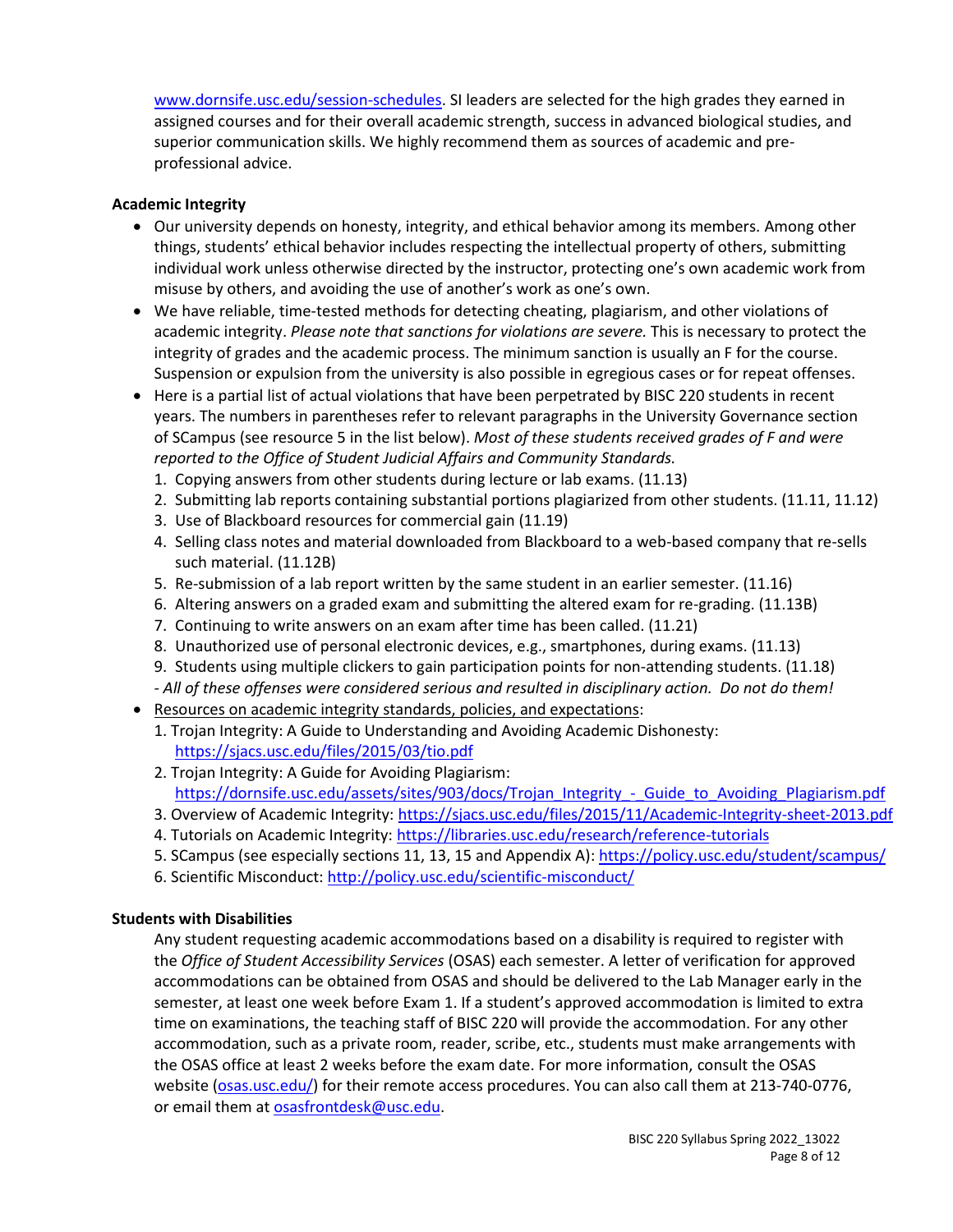www.dornsife.usc.edu/session-schedules. SI leaders are selected for the high grades they earned in assigned courses and for their overall academic strength, success in advanced biological studies, and superior communication skills. We highly recommend them as sources of academic and pre-professional advice.

**Academic Integrity**

- Our university depends on honesty, integrity, and ethical behavior among its members. Among other things, students' ethical behavior includes respecting the intellectual property of others, submitting individual work unless otherwise directed by the instructor, protecting one's own academic work from misuse by others, and avoiding the use of another's work as one's own.
- We have reliable, time-tested methods for detecting cheating, plagiarism, and other violations of academic integrity. *Please note that sanctions for violations are severe.* This is necessary to protect the integrity of grades and the academic process. The minimum sanction is usually an F for the course. Suspension or expulsion from the university is also possible in egregious cases or for repeat offenses.
- Here is a partial list of actual violations that have been perpetrated by BISC 220 students in recent years. The numbers in parentheses refer to relevant paragraphs in the University Governance section of SCampus (see resource 5 in the list below). *Most of these students received grades of F and were reported to the Office of Student Judicial Affairs and Community Standards.*
  1. Copying answers from other students during lecture or lab exams. (11.13)
  2. Submitting lab reports containing substantial portions plagiarized from other students. (11.11, 11.12)
  3. Use of Blackboard resources for commercial gain (11.19)
  4. Selling class notes and material downloaded from Blackboard to a web-based company that re-sells such material. (11.12B)
  5. Re-submission of a lab report written by the same student in an earlier semester. (11.16)
  6. Altering answers on a graded exam and submitting the altered exam for re-grading. (11.13B)
  7. Continuing to write answers on an exam after time has been called. (11.21)
  8. Unauthorized use of personal electronic devices, e.g., smartphones, during exams. (11.13)
  9. Students using multiple clickers to gain participation points for non-attending students. (11.18)

  *- All of these offenses were considered serious and resulted in disciplinary action. Do not do them!*
- Resources on academic integrity standards, policies, and expectations:
  1. Trojan Integrity: A Guide to Understanding and Avoiding Academic Dishonesty: https://sjacs.usc.edu/files/2015/03/tio.pdf
  2. Trojan Integrity: A Guide for Avoiding Plagiarism: https://dornsife.usc.edu/assets/sites/903/docs/Trojan_Integrity_-_Guide_to_Avoiding_Plagiarism.pdf
  3. Overview of Academic Integrity: https://sjacs.usc.edu/files/2015/11/Academic-Integrity-sheet-2013.pdf
  4. Tutorials on Academic Integrity: https://libraries.usc.edu/research/reference-tutorials
  5. SCampus (see especially sections 11, 13, 15 and Appendix A): https://policy.usc.edu/student/scampus/
  6. Scientific Misconduct: http://policy.usc.edu/scientific-misconduct/

**Students with Disabilities**

Any student requesting academic accommodations based on a disability is required to register with the *Office of Student Accessibility Services* (OSAS) each semester. A letter of verification for approved accommodations can be obtained from OSAS and should be delivered to the Lab Manager early in the semester, at least one week before Exam 1. If a student's approved accommodation is limited to extra time on examinations, the teaching staff of BISC 220 will provide the accommodation. For any other accommodation, such as a private room, reader, scribe, etc., students must make arrangements with the OSAS office at least 2 weeks before the exam date. For more information, consult the OSAS website (osas.usc.edu/) for their remote access procedures. You can also call them at 213-740-0776, or email them at osasfrontdesk@usc.edu.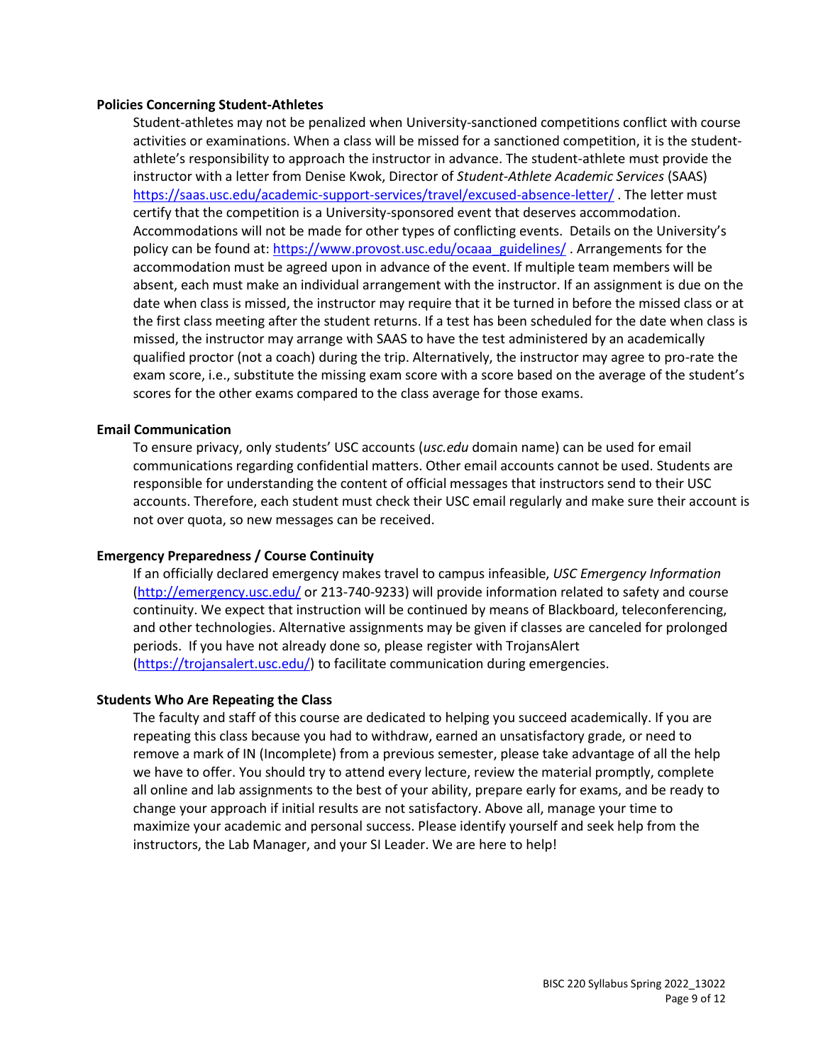**Policies Concerning Student-Athletes**

Student-athletes may not be penalized when University-sanctioned competitions conflict with course activities or examinations. When a class will be missed for a sanctioned competition, it is the student-athlete's responsibility to approach the instructor in advance. The student-athlete must provide the instructor with a letter from Denise Kwok, Director of *Student-Athlete Academic Services* (SAAS) https://saas.usc.edu/academic-support-services/travel/excused-absence-letter/ . The letter must certify that the competition is a University-sponsored event that deserves accommodation. Accommodations will not be made for other types of conflicting events. Details on the University's policy can be found at: https://www.provost.usc.edu/ocaaa_guidelines/ . Arrangements for the accommodation must be agreed upon in advance of the event. If multiple team members will be absent, each must make an individual arrangement with the instructor. If an assignment is due on the date when class is missed, the instructor may require that it be turned in before the missed class or at the first class meeting after the student returns. If a test has been scheduled for the date when class is missed, the instructor may arrange with SAAS to have the test administered by an academically qualified proctor (not a coach) during the trip. Alternatively, the instructor may agree to pro-rate the exam score, i.e., substitute the missing exam score with a score based on the average of the student's scores for the other exams compared to the class average for those exams.

**Email Communication**

To ensure privacy, only students' USC accounts (*usc.edu* domain name) can be used for email communications regarding confidential matters. Other email accounts cannot be used. Students are responsible for understanding the content of official messages that instructors send to their USC accounts. Therefore, each student must check their USC email regularly and make sure their account is not over quota, so new messages can be received.

**Emergency Preparedness / Course Continuity**

If an officially declared emergency makes travel to campus infeasible, *USC Emergency Information* (http://emergency.usc.edu/ or 213-740-9233) will provide information related to safety and course continuity. We expect that instruction will be continued by means of Blackboard, teleconferencing, and other technologies. Alternative assignments may be given if classes are canceled for prolonged periods. If you have not already done so, please register with TrojansAlert (https://trojansalert.usc.edu/) to facilitate communication during emergencies.

**Students Who Are Repeating the Class**

The faculty and staff of this course are dedicated to helping you succeed academically. If you are repeating this class because you had to withdraw, earned an unsatisfactory grade, or need to remove a mark of IN (Incomplete) from a previous semester, please take advantage of all the help we have to offer. You should try to attend every lecture, review the material promptly, complete all online and lab assignments to the best of your ability, prepare early for exams, and be ready to change your approach if initial results are not satisfactory. Above all, manage your time to maximize your academic and personal success. Please identify yourself and seek help from the instructors, the Lab Manager, and your SI Leader. We are here to help!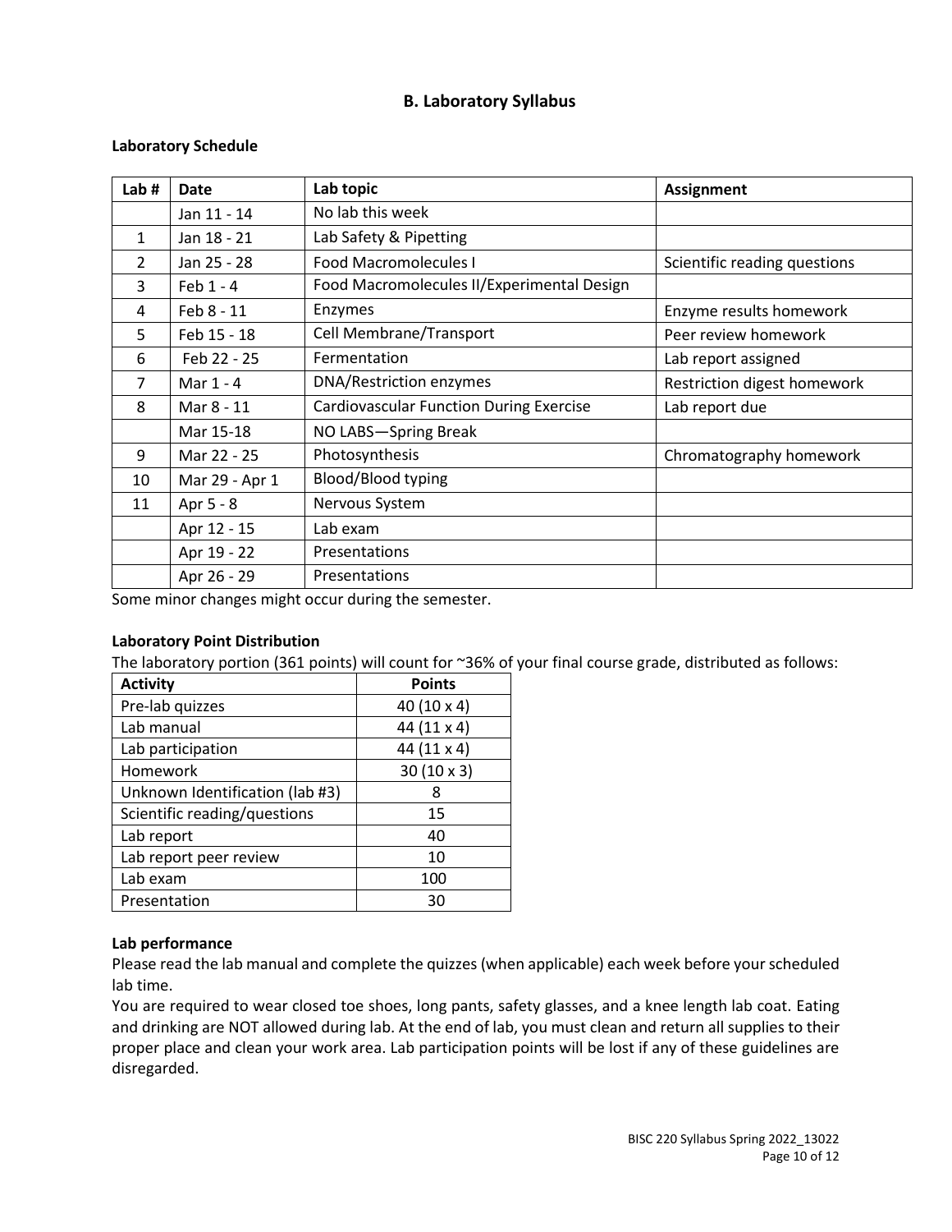## B. Laboratory Syllabus

**Laboratory Schedule**

| Lab # | Date | Lab topic | Assignment |
|---|---|---|---|
| | Jan 11 - 14 | No lab this week | |
| 1 | Jan 18 - 21 | Lab Safety & Pipetting | |
| 2 | Jan 25 - 28 | Food Macromolecules I | Scientific reading questions |
| 3 | Feb 1 - 4 | Food Macromolecules II/Experimental Design | |
| 4 | Feb 8 - 11 | Enzymes | Enzyme results homework |
| 5 | Feb 15 - 18 | Cell Membrane/Transport | Peer review homework |
| 6 | Feb 22 - 25 | Fermentation | Lab report assigned |
| 7 | Mar 1 - 4 | DNA/Restriction enzymes | Restriction digest homework |
| 8 | Mar 8 - 11 | Cardiovascular Function During Exercise | Lab report due |
| | Mar 15-18 | NO LABS—Spring Break | |
| 9 | Mar 22 - 25 | Photosynthesis | Chromatography homework |
| 10 | Mar 29 - Apr 1 | Blood/Blood typing | |
| 11 | Apr 5 - 8 | Nervous System | |
| | Apr 12 - 15 | Lab exam | |
| | Apr 19 - 22 | Presentations | |
| | Apr 26 - 29 | Presentations | |

Some minor changes might occur during the semester.

**Laboratory Point Distribution**

The laboratory portion (361 points) will count for ~36% of your final course grade, distributed as follows:

| Activity | Points |
|---|---|
| Pre-lab quizzes | 40 (10 x 4) |
| Lab manual | 44 (11 x 4) |
| Lab participation | 44 (11 x 4) |
| Homework | 30 (10 x 3) |
| Unknown Identification (lab #3) | 8 |
| Scientific reading/questions | 15 |
| Lab report | 40 |
| Lab report peer review | 10 |
| Lab exam | 100 |
| Presentation | 30 |

**Lab performance**

Please read the lab manual and complete the quizzes (when applicable) each week before your scheduled lab time.

You are required to wear closed toe shoes, long pants, safety glasses, and a knee length lab coat. Eating and drinking are NOT allowed during lab. At the end of lab, you must clean and return all supplies to their proper place and clean your work area. Lab participation points will be lost if any of these guidelines are disregarded.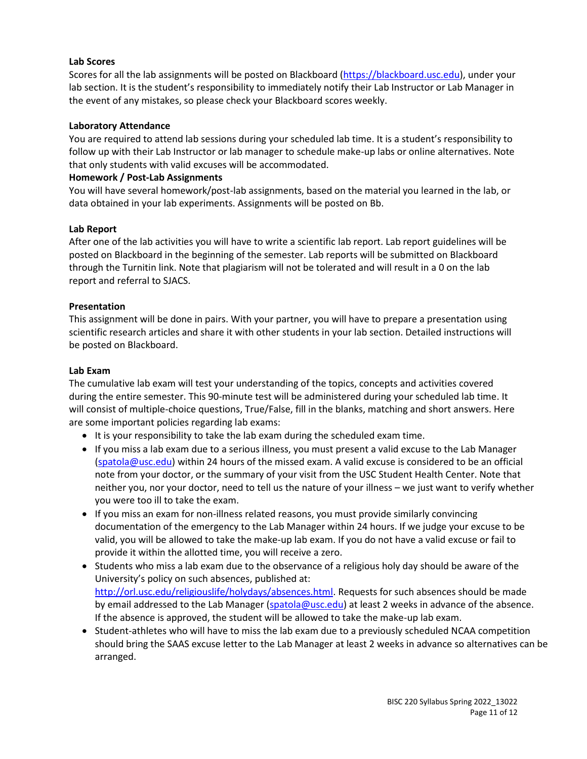**Lab Scores**

Scores for all the lab assignments will be posted on Blackboard (https://blackboard.usc.edu), under your lab section. It is the student's responsibility to immediately notify their Lab Instructor or Lab Manager in the event of any mistakes, so please check your Blackboard scores weekly.

**Laboratory Attendance**

You are required to attend lab sessions during your scheduled lab time. It is a student's responsibility to follow up with their Lab Instructor or lab manager to schedule make-up labs or online alternatives. Note that only students with valid excuses will be accommodated.

**Homework / Post-Lab Assignments**

You will have several homework/post-lab assignments, based on the material you learned in the lab, or data obtained in your lab experiments. Assignments will be posted on Bb.

**Lab Report**

After one of the lab activities you will have to write a scientific lab report. Lab report guidelines will be posted on Blackboard in the beginning of the semester. Lab reports will be submitted on Blackboard through the Turnitin link. Note that plagiarism will not be tolerated and will result in a 0 on the lab report and referral to SJACS.

**Presentation**

This assignment will be done in pairs. With your partner, you will have to prepare a presentation using scientific research articles and share it with other students in your lab section. Detailed instructions will be posted on Blackboard.

**Lab Exam**

The cumulative lab exam will test your understanding of the topics, concepts and activities covered during the entire semester. This 90-minute test will be administered during your scheduled lab time. It will consist of multiple-choice questions, True/False, fill in the blanks, matching and short answers. Here are some important policies regarding lab exams:

- It is your responsibility to take the lab exam during the scheduled exam time.
- If you miss a lab exam due to a serious illness, you must present a valid excuse to the Lab Manager (spatola@usc.edu) within 24 hours of the missed exam. A valid excuse is considered to be an official note from your doctor, or the summary of your visit from the USC Student Health Center. Note that neither you, nor your doctor, need to tell us the nature of your illness – we just want to verify whether you were too ill to take the exam.
- If you miss an exam for non-illness related reasons, you must provide similarly convincing documentation of the emergency to the Lab Manager within 24 hours. If we judge your excuse to be valid, you will be allowed to take the make-up lab exam. If you do not have a valid excuse or fail to provide it within the allotted time, you will receive a zero.
- Students who miss a lab exam due to the observance of a religious holy day should be aware of the University's policy on such absences, published at: http://orl.usc.edu/religiouslife/holydays/absences.html. Requests for such absences should be made by email addressed to the Lab Manager (spatola@usc.edu) at least 2 weeks in advance of the absence. If the absence is approved, the student will be allowed to take the make-up lab exam.
- Student-athletes who will have to miss the lab exam due to a previously scheduled NCAA competition should bring the SAAS excuse letter to the Lab Manager at least 2 weeks in advance so alternatives can be arranged.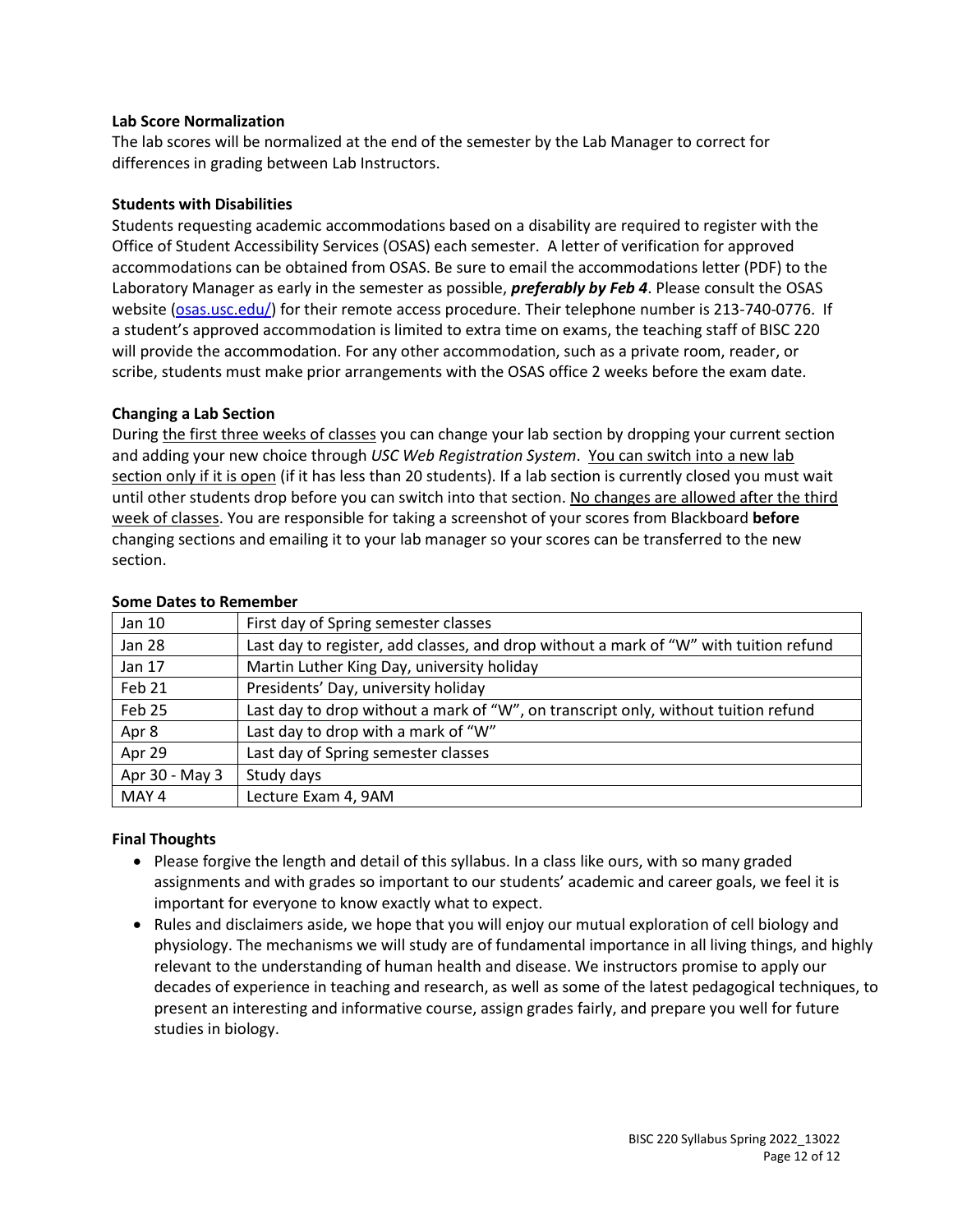**Lab Score Normalization**

The lab scores will be normalized at the end of the semester by the Lab Manager to correct for differences in grading between Lab Instructors.

**Students with Disabilities**

Students requesting academic accommodations based on a disability are required to register with the Office of Student Accessibility Services (OSAS) each semester. A letter of verification for approved accommodations can be obtained from OSAS. Be sure to email the accommodations letter (PDF) to the Laboratory Manager as early in the semester as possible, ***preferably by Feb 4***. Please consult the OSAS website ([osas.usc.edu/](osas.usc.edu/)) for their remote access procedure. Their telephone number is 213-740-0776. If a student's approved accommodation is limited to extra time on exams, the teaching staff of BISC 220 will provide the accommodation. For any other accommodation, such as a private room, reader, or scribe, students must make prior arrangements with the OSAS office 2 weeks before the exam date.

**Changing a Lab Section**

During the first three weeks of classes you can change your lab section by dropping your current section and adding your new choice through *USC Web Registration System*. You can switch into a new lab section only if it is open (if it has less than 20 students). If a lab section is currently closed you must wait until other students drop before you can switch into that section. No changes are allowed after the third week of classes. You are responsible for taking a screenshot of your scores from Blackboard **before** changing sections and emailing it to your lab manager so your scores can be transferred to the new section.

**Some Dates to Remember**

| | |
|---|---|
| Jan 10 | First day of Spring semester classes |
| Jan 28 | Last day to register, add classes, and drop without a mark of "W" with tuition refund |
| Jan 17 | Martin Luther King Day, university holiday |
| Feb 21 | Presidents' Day, university holiday |
| Feb 25 | Last day to drop without a mark of "W", on transcript only, without tuition refund |
| Apr 8 | Last day to drop with a mark of "W" |
| Apr 29 | Last day of Spring semester classes |
| Apr 30 - May 3 | Study days |
| MAY 4 | Lecture Exam 4, 9AM |

**Final Thoughts**

- Please forgive the length and detail of this syllabus. In a class like ours, with so many graded assignments and with grades so important to our students' academic and career goals, we feel it is important for everyone to know exactly what to expect.
- Rules and disclaimers aside, we hope that you will enjoy our mutual exploration of cell biology and physiology. The mechanisms we will study are of fundamental importance in all living things, and highly relevant to the understanding of human health and disease. We instructors promise to apply our decades of experience in teaching and research, as well as some of the latest pedagogical techniques, to present an interesting and informative course, assign grades fairly, and prepare you well for future studies in biology.